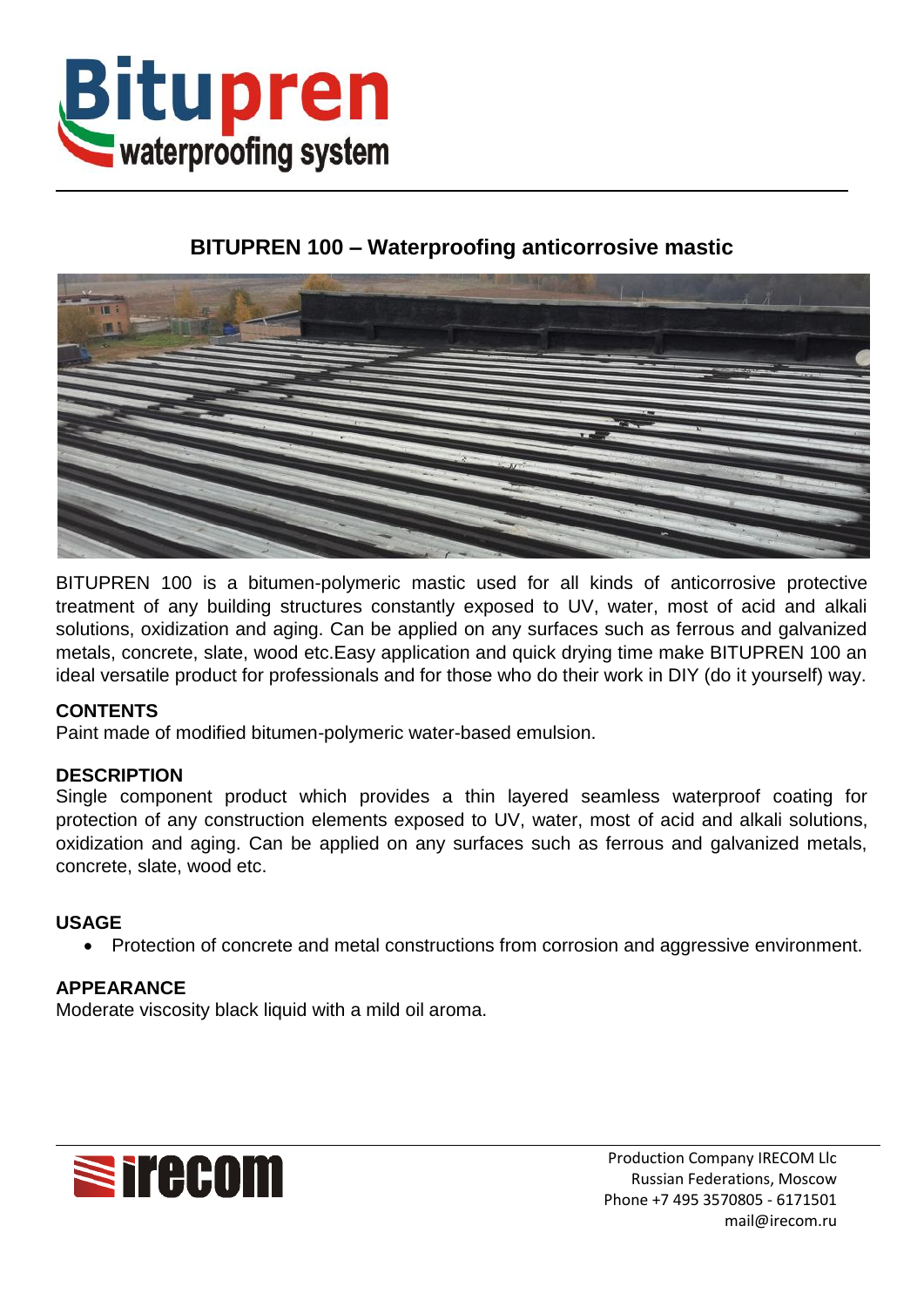# Bitupren waterproofing system

## BITUPREN 100 – Waterproofing anticorrosive mastic

BITUPREN 100 is a bitumen-polymeric mastic used for all kinds of anticorrosive protective treatment of any building structures constantly exposed to UV, water, most of acid and alkali solutions, oxidization and aging. Can be applied on any surfaces such as ferrous and galvanized metals, concrete, slate, wood etc.Easy application and quick drying time make BITUPREN 100 an ideal versatile product for professionals and for those who do their work in DIY (do it yourself) way.

### CONTENTS

Paint made of modified bitumen-polymeric water-based emulsion.

### DESCRIPTION

Single component product which provides a thin layered seamless waterproof coating for protection of any construction elements exposed to UV, water, most of acid and alkali solutions, oxidization and aging. Can be applied on any surfaces such as ferrous and galvanized metals, concrete, slate, wood etc.

### USAGE

- Protection of concrete and metal constructions from corrosion and aggressive environment.

### APPEARANCE

Moderate viscosity black liquid with a mild oil aroma.

irecom

Production Company IRECOM Llc
Russian Federations, Moscow
Phone +7 495 3570805 - 6171501
mail@irecom.ru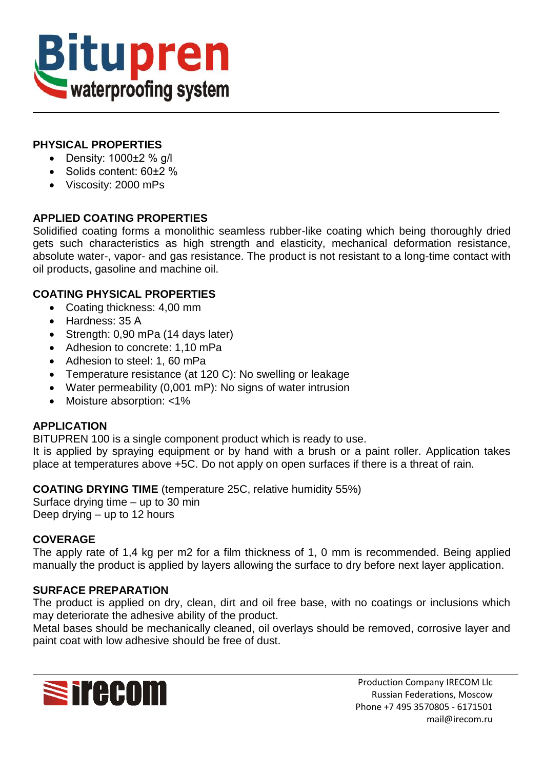## PHYSICAL PROPERTIES

- Density: 1000±2 % g/l
- Solids content: 60±2 %
- Viscosity: 2000 mPs

## APPLIED COATING PROPERTIES

Solidified coating forms a monolithic seamless rubber-like coating which being thoroughly dried gets such characteristics as high strength and elasticity, mechanical deformation resistance, absolute water-, vapor- and gas resistance. The product is not resistant to a long-time contact with oil products, gasoline and machine oil.

## COATING PHYSICAL PROPERTIES

- Coating thickness: 4,00 mm
- Hardness: 35 A
- Strength: 0,90 mPa (14 days later)
- Adhesion to concrete: 1,10 mPa
- Adhesion to steel: 1, 60 mPa
- Temperature resistance (at 120 C): No swelling or leakage
- Water permeability (0,001 mP): No signs of water intrusion
- Moisture absorption: <1%

## APPLICATION

BITUPREN 100 is a single component product which is ready to use.

It is applied by spraying equipment or by hand with a brush or a paint roller. Application takes place at temperatures above +5C. Do not apply on open surfaces if there is a threat of rain.

**COATING DRYING TIME** (temperature 25C, relative humidity 55%)

Surface drying time – up to 30 min

Deep drying – up to 12 hours

## COVERAGE

The apply rate of 1,4 kg per m2 for a film thickness of 1, 0 mm is recommended. Being applied manually the product is applied by layers allowing the surface to dry before next layer application.

## SURFACE PREPARATION

The product is applied on dry, clean, dirt and oil free base, with no coatings or inclusions which may deteriorate the adhesive ability of the product.

Metal bases should be mechanically cleaned, oil overlays should be removed, corrosive layer and paint coat with low adhesive should be free of dust.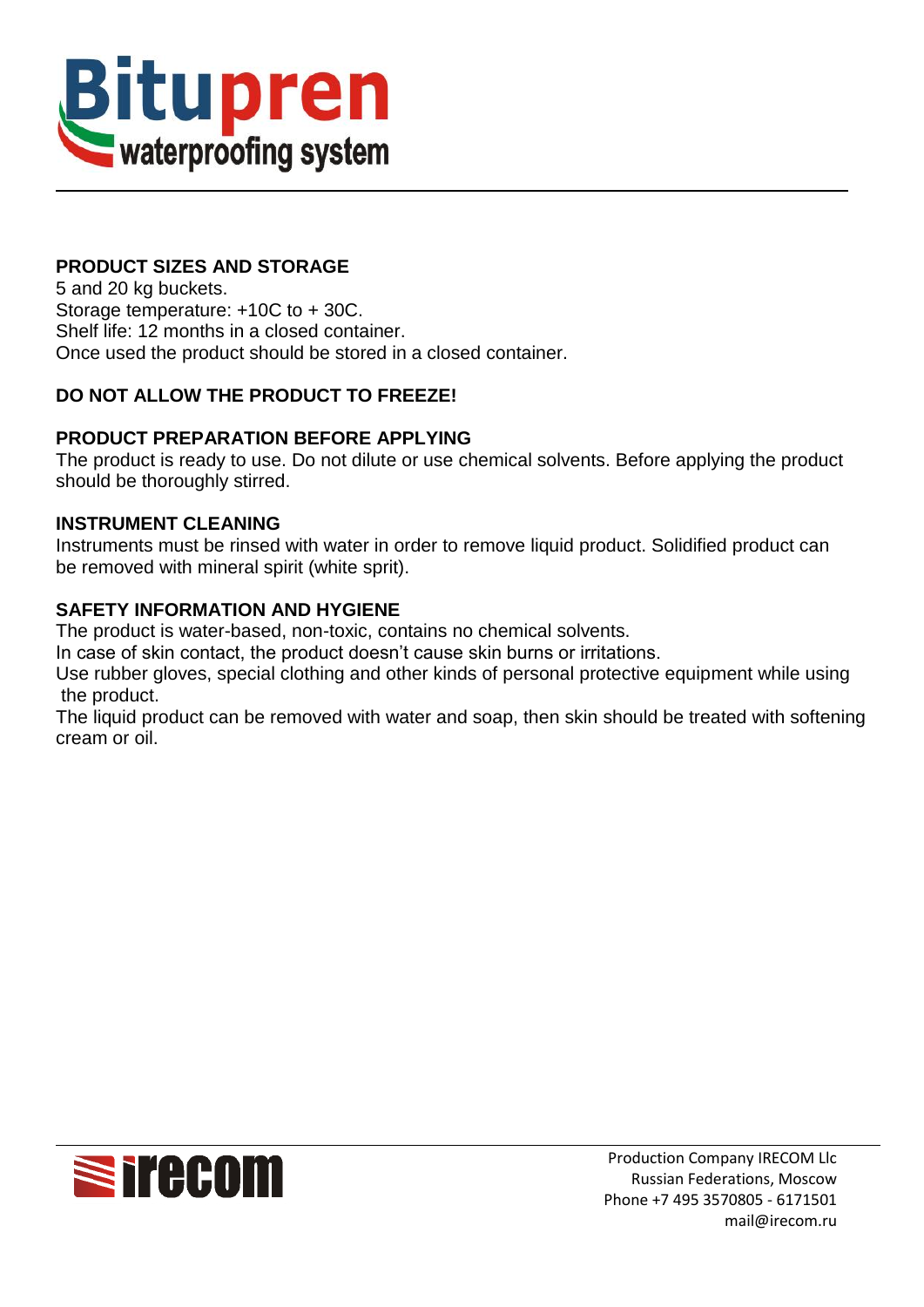## PRODUCT SIZES AND STORAGE

5 and 20 kg buckets.
Storage temperature: +10C to + 30C.
Shelf life: 12 months in a closed container.
Once used the product should be stored in a closed container.

## DO NOT ALLOW THE PRODUCT TO FREEZE!

## PRODUCT PREPARATION BEFORE APPLYING

The product is ready to use. Do not dilute or use chemical solvents. Before applying the product should be thoroughly stirred.

## INSTRUMENT CLEANING

Instruments must be rinsed with water in order to remove liquid product. Solidified product can be removed with mineral spirit (white sprit).

## SAFETY INFORMATION AND HYGIENE

The product is water-based, non-toxic, contains no chemical solvents.
In case of skin contact, the product doesn't cause skin burns or irritations.
Use rubber gloves, special clothing and other kinds of personal protective equipment while using the product.
The liquid product can be removed with water and soap, then skin should be treated with softening cream or oil.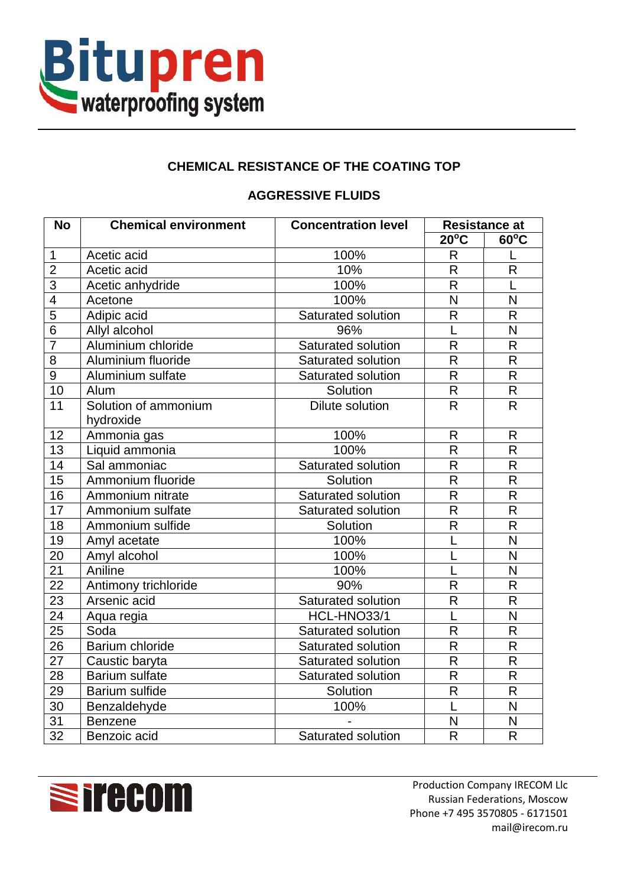## CHEMICAL RESISTANCE OF THE COATING TOP

## AGGRESSIVE FLUIDS

| No | Chemical environment | Concentration level | Resistance at | |
|---|---|---|---|---|
| | | | 20°C | 60°C |
| 1 | Acetic acid | 100% | R | L |
| 2 | Acetic acid | 10% | R | R |
| 3 | Acetic anhydride | 100% | R | L |
| 4 | Acetone | 100% | N | N |
| 5 | Adipic acid | Saturated solution | R | R |
| 6 | Allyl alcohol | 96% | L | N |
| 7 | Aluminium chloride | Saturated solution | R | R |
| 8 | Aluminium fluoride | Saturated solution | R | R |
| 9 | Aluminium sulfate | Saturated solution | R | R |
| 10 | Alum | Solution | R | R |
| 11 | Solution of ammonium hydroxide | Dilute solution | R | R |
| 12 | Ammonia gas | 100% | R | R |
| 13 | Liquid ammonia | 100% | R | R |
| 14 | Sal ammoniac | Saturated solution | R | R |
| 15 | Ammonium fluoride | Solution | R | R |
| 16 | Ammonium nitrate | Saturated solution | R | R |
| 17 | Ammonium sulfate | Saturated solution | R | R |
| 18 | Ammonium sulfide | Solution | R | R |
| 19 | Amyl acetate | 100% | L | N |
| 20 | Amyl alcohol | 100% | L | N |
| 21 | Aniline | 100% | L | N |
| 22 | Antimony trichloride | 90% | R | R |
| 23 | Arsenic acid | Saturated solution | R | R |
| 24 | Aqua regia | HCL-HNO33/1 | L | N |
| 25 | Soda | Saturated solution | R | R |
| 26 | Barium chloride | Saturated solution | R | R |
| 27 | Caustic baryta | Saturated solution | R | R |
| 28 | Barium sulfate | Saturated solution | R | R |
| 29 | Barium sulfide | Solution | R | R |
| 30 | Benzaldehyde | 100% | L | N |
| 31 | Benzene | - | N | N |
| 32 | Benzoic acid | Saturated solution | R | R |

Production Company IRECOM Llc
Russian Federations, Moscow
Phone +7 495 3570805 - 6171501
mail@irecom.ru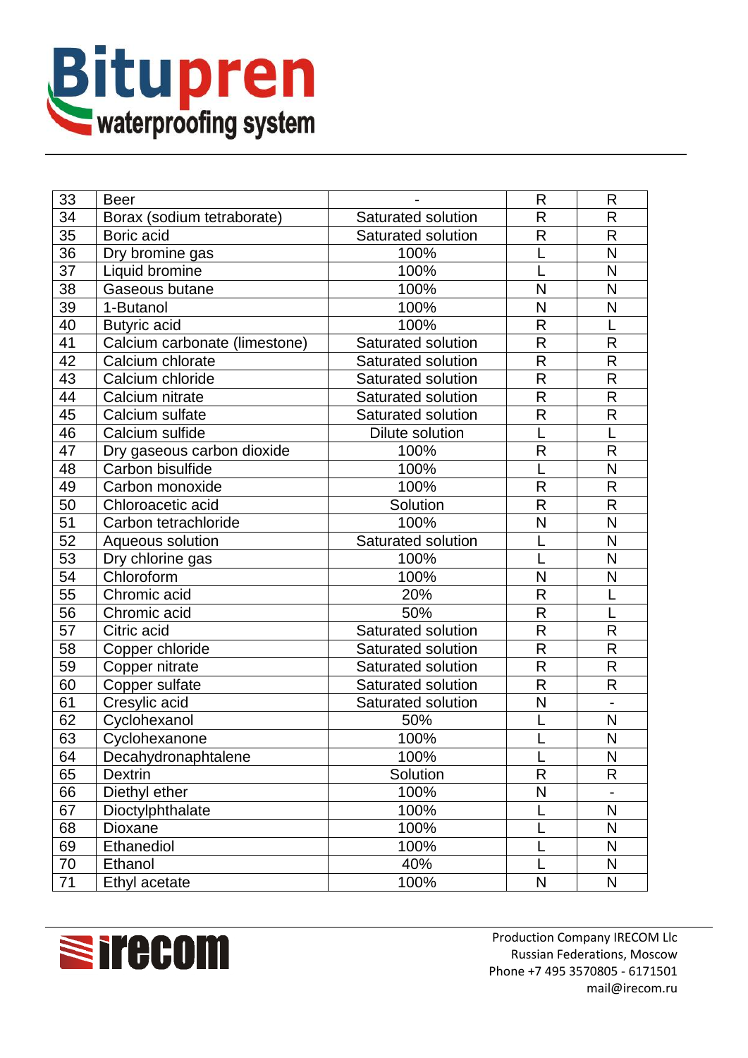| 33 | Beer | - | R | R |
|---|---|---|---|---|
| 34 | Borax (sodium tetraborate) | Saturated solution | R | R |
| 35 | Boric acid | Saturated solution | R | R |
| 36 | Dry bromine gas | 100% | L | N |
| 37 | Liquid bromine | 100% | L | N |
| 38 | Gaseous butane | 100% | N | N |
| 39 | 1-Butanol | 100% | N | N |
| 40 | Butyric acid | 100% | R | L |
| 41 | Calcium carbonate (limestone) | Saturated solution | R | R |
| 42 | Calcium chlorate | Saturated solution | R | R |
| 43 | Calcium chloride | Saturated solution | R | R |
| 44 | Calcium nitrate | Saturated solution | R | R |
| 45 | Calcium sulfate | Saturated solution | R | R |
| 46 | Calcium sulfide | Dilute solution | L | L |
| 47 | Dry gaseous carbon dioxide | 100% | R | R |
| 48 | Carbon bisulfide | 100% | L | N |
| 49 | Carbon monoxide | 100% | R | R |
| 50 | Chloroacetic acid | Solution | R | R |
| 51 | Carbon tetrachloride | 100% | N | N |
| 52 | Aqueous solution | Saturated solution | L | N |
| 53 | Dry chlorine gas | 100% | L | N |
| 54 | Chloroform | 100% | N | N |
| 55 | Chromic acid | 20% | R | L |
| 56 | Chromic acid | 50% | R | L |
| 57 | Citric acid | Saturated solution | R | R |
| 58 | Copper chloride | Saturated solution | R | R |
| 59 | Copper nitrate | Saturated solution | R | R |
| 60 | Copper sulfate | Saturated solution | R | R |
| 61 | Cresylic acid | Saturated solution | N | - |
| 62 | Cyclohexanol | 50% | L | N |
| 63 | Cyclohexanone | 100% | L | N |
| 64 | Decahydronaphtalene | 100% | L | N |
| 65 | Dextrin | Solution | R | R |
| 66 | Diethyl ether | 100% | N | - |
| 67 | Dioctylphthalate | 100% | L | N |
| 68 | Dioxane | 100% | L | N |
| 69 | Ethanediol | 100% | L | N |
| 70 | Ethanol | 40% | L | N |
| 71 | Ethyl acetate | 100% | N | N |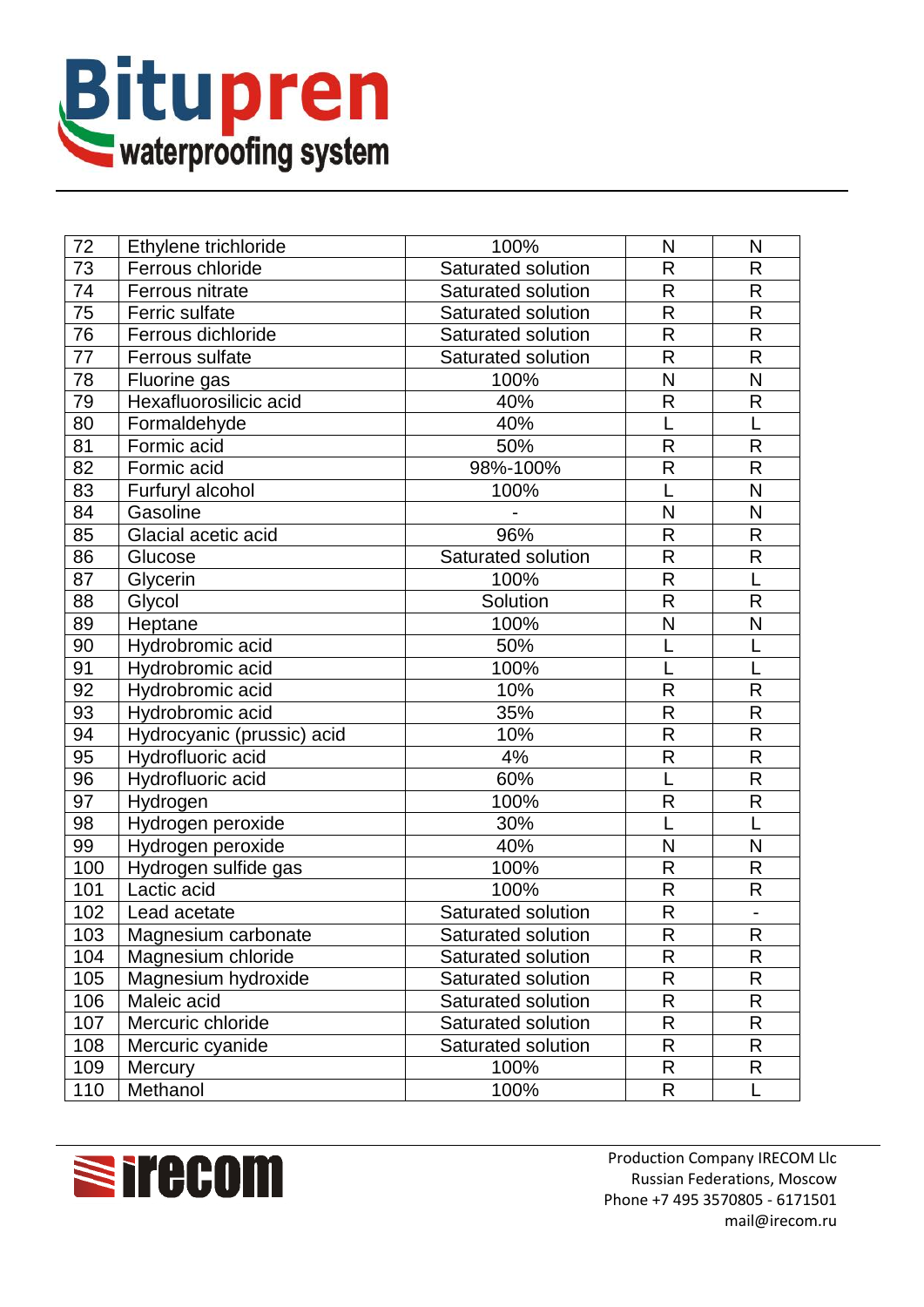| 72 | Ethylene trichloride | 100% | N | N |
|---|---|---|---|---|
| 73 | Ferrous chloride | Saturated solution | R | R |
| 74 | Ferrous nitrate | Saturated solution | R | R |
| 75 | Ferric sulfate | Saturated solution | R | R |
| 76 | Ferrous dichloride | Saturated solution | R | R |
| 77 | Ferrous sulfate | Saturated solution | R | R |
| 78 | Fluorine gas | 100% | N | N |
| 79 | Hexafluorosilicic acid | 40% | R | R |
| 80 | Formaldehyde | 40% | L | L |
| 81 | Formic acid | 50% | R | R |
| 82 | Formic acid | 98%-100% | R | R |
| 83 | Furfuryl alcohol | 100% | L | N |
| 84 | Gasoline | - | N | N |
| 85 | Glacial acetic acid | 96% | R | R |
| 86 | Glucose | Saturated solution | R | R |
| 87 | Glycerin | 100% | R | L |
| 88 | Glycol | Solution | R | R |
| 89 | Heptane | 100% | N | N |
| 90 | Hydrobromic acid | 50% | L | L |
| 91 | Hydrobromic acid | 100% | L | L |
| 92 | Hydrobromic acid | 10% | R | R |
| 93 | Hydrobromic acid | 35% | R | R |
| 94 | Hydrocyanic (prussic) acid | 10% | R | R |
| 95 | Hydrofluoric acid | 4% | R | R |
| 96 | Hydrofluoric acid | 60% | L | R |
| 97 | Hydrogen | 100% | R | R |
| 98 | Hydrogen peroxide | 30% | L | L |
| 99 | Hydrogen peroxide | 40% | N | N |
| 100 | Hydrogen sulfide gas | 100% | R | R |
| 101 | Lactic acid | 100% | R | R |
| 102 | Lead acetate | Saturated solution | R | - |
| 103 | Magnesium carbonate | Saturated solution | R | R |
| 104 | Magnesium chloride | Saturated solution | R | R |
| 105 | Magnesium hydroxide | Saturated solution | R | R |
| 106 | Maleic acid | Saturated solution | R | R |
| 107 | Mercuric chloride | Saturated solution | R | R |
| 108 | Mercuric cyanide | Saturated solution | R | R |
| 109 | Mercury | 100% | R | R |
| 110 | Methanol | 100% | R | L |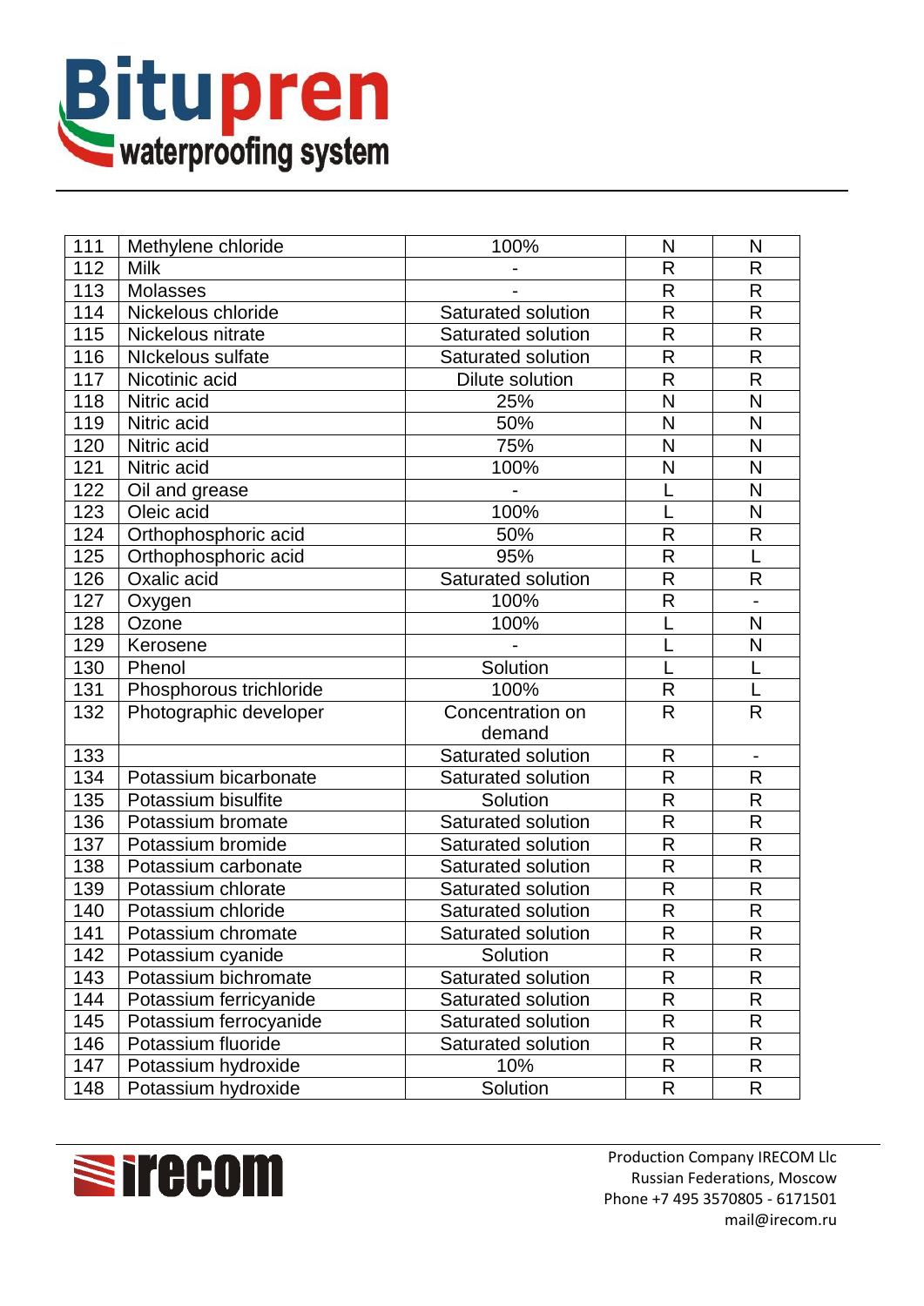| | | | | |
|---|---|---|---|---|
| 111 | Methylene chloride | 100% | N | N |
| 112 | Milk | - | R | R |
| 113 | Molasses | - | R | R |
| 114 | Nickelous chloride | Saturated solution | R | R |
| 115 | Nickelous nitrate | Saturated solution | R | R |
| 116 | NIckelous sulfate | Saturated solution | R | R |
| 117 | Nicotinic acid | Dilute solution | R | R |
| 118 | Nitric acid | 25% | N | N |
| 119 | Nitric acid | 50% | N | N |
| 120 | Nitric acid | 75% | N | N |
| 121 | Nitric acid | 100% | N | N |
| 122 | Oil and grease | - | L | N |
| 123 | Oleic acid | 100% | L | N |
| 124 | Orthophosphoric acid | 50% | R | R |
| 125 | Orthophosphoric acid | 95% | R | L |
| 126 | Oxalic acid | Saturated solution | R | R |
| 127 | Oxygen | 100% | R | - |
| 128 | Ozone | 100% | L | N |
| 129 | Kerosene | - | L | N |
| 130 | Phenol | Solution | L | L |
| 131 | Phosphorous trichloride | 100% | R | L |
| 132 | Photographic developer | Concentration on demand | R | R |
| 133 | | Saturated solution | R | - |
| 134 | Potassium bicarbonate | Saturated solution | R | R |
| 135 | Potassium bisulfite | Solution | R | R |
| 136 | Potassium bromate | Saturated solution | R | R |
| 137 | Potassium bromide | Saturated solution | R | R |
| 138 | Potassium carbonate | Saturated solution | R | R |
| 139 | Potassium chlorate | Saturated solution | R | R |
| 140 | Potassium chloride | Saturated solution | R | R |
| 141 | Potassium chromate | Saturated solution | R | R |
| 142 | Potassium cyanide | Solution | R | R |
| 143 | Potassium bichromate | Saturated solution | R | R |
| 144 | Potassium ferricyanide | Saturated solution | R | R |
| 145 | Potassium ferrocyanide | Saturated solution | R | R |
| 146 | Potassium fluoride | Saturated solution | R | R |
| 147 | Potassium hydroxide | 10% | R | R |
| 148 | Potassium hydroxide | Solution | R | R |

Production Company IRECOM Llc
Russian Federations, Moscow
Phone +7 495 3570805 - 6171501
mail@irecom.ru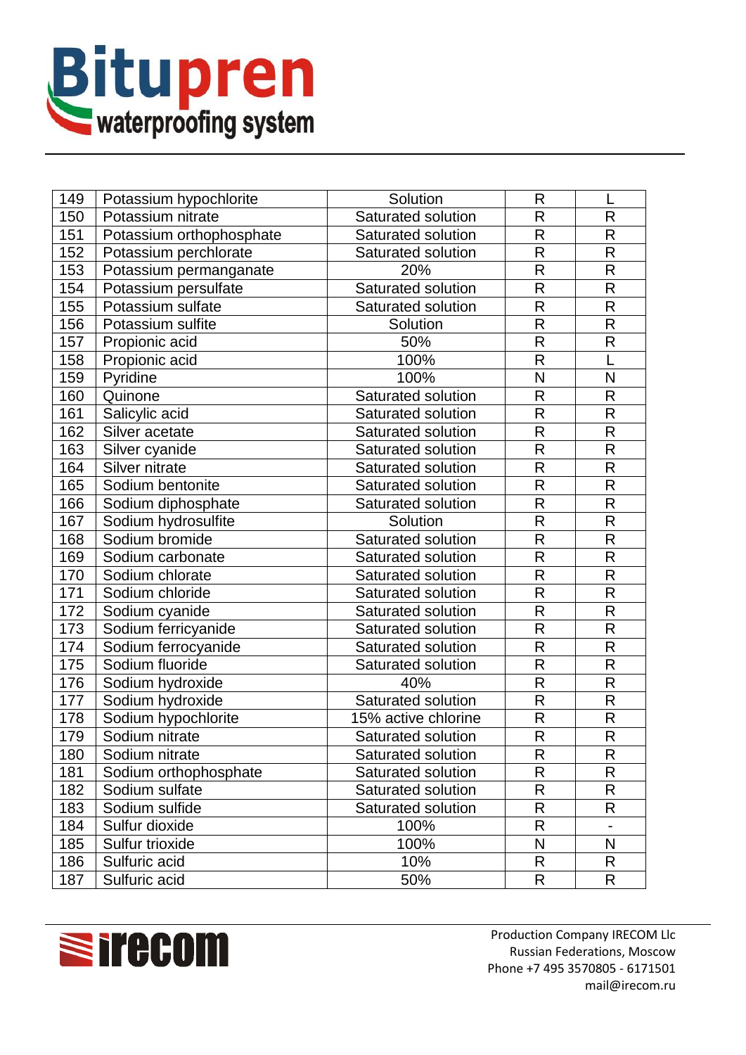| 149 | Potassium hypochlorite | Solution | R | L |
|---|---|---|---|---|
| 150 | Potassium nitrate | Saturated solution | R | R |
| 151 | Potassium orthophosphate | Saturated solution | R | R |
| 152 | Potassium perchlorate | Saturated solution | R | R |
| 153 | Potassium permanganate | 20% | R | R |
| 154 | Potassium persulfate | Saturated solution | R | R |
| 155 | Potassium sulfate | Saturated solution | R | R |
| 156 | Potassium sulfite | Solution | R | R |
| 157 | Propionic acid | 50% | R | R |
| 158 | Propionic acid | 100% | R | L |
| 159 | Pyridine | 100% | N | N |
| 160 | Quinone | Saturated solution | R | R |
| 161 | Salicylic acid | Saturated solution | R | R |
| 162 | Silver acetate | Saturated solution | R | R |
| 163 | Silver cyanide | Saturated solution | R | R |
| 164 | Silver nitrate | Saturated solution | R | R |
| 165 | Sodium bentonite | Saturated solution | R | R |
| 166 | Sodium diphosphate | Saturated solution | R | R |
| 167 | Sodium hydrosulfite | Solution | R | R |
| 168 | Sodium bromide | Saturated solution | R | R |
| 169 | Sodium carbonate | Saturated solution | R | R |
| 170 | Sodium chlorate | Saturated solution | R | R |
| 171 | Sodium chloride | Saturated solution | R | R |
| 172 | Sodium cyanide | Saturated solution | R | R |
| 173 | Sodium ferricyanide | Saturated solution | R | R |
| 174 | Sodium ferrocyanide | Saturated solution | R | R |
| 175 | Sodium fluoride | Saturated solution | R | R |
| 176 | Sodium hydroxide | 40% | R | R |
| 177 | Sodium hydroxide | Saturated solution | R | R |
| 178 | Sodium hypochlorite | 15% active chlorine | R | R |
| 179 | Sodium nitrate | Saturated solution | R | R |
| 180 | Sodium nitrate | Saturated solution | R | R |
| 181 | Sodium orthophosphate | Saturated solution | R | R |
| 182 | Sodium sulfate | Saturated solution | R | R |
| 183 | Sodium sulfide | Saturated solution | R | R |
| 184 | Sulfur dioxide | 100% | R | - |
| 185 | Sulfur trioxide | 100% | N | N |
| 186 | Sulfuric acid | 10% | R | R |
| 187 | Sulfuric acid | 50% | R | R |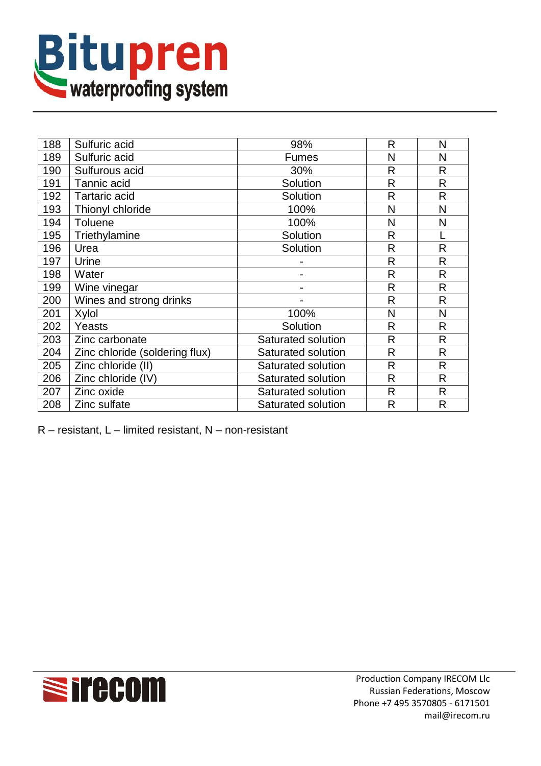| | | | | |
|---|---|---|---|---|
| 188 | Sulfuric acid | 98% | R | N |
| 189 | Sulfuric acid | Fumes | N | N |
| 190 | Sulfurous acid | 30% | R | R |
| 191 | Tannic acid | Solution | R | R |
| 192 | Tartaric acid | Solution | R | R |
| 193 | Thionyl chloride | 100% | N | N |
| 194 | Toluene | 100% | N | N |
| 195 | Triethylamine | Solution | R | L |
| 196 | Urea | Solution | R | R |
| 197 | Urine | - | R | R |
| 198 | Water | - | R | R |
| 199 | Wine vinegar | - | R | R |
| 200 | Wines and strong drinks | - | R | R |
| 201 | Xylol | 100% | N | N |
| 202 | Yeasts | Solution | R | R |
| 203 | Zinc carbonate | Saturated solution | R | R |
| 204 | Zinc chloride (soldering flux) | Saturated solution | R | R |
| 205 | Zinc chloride (II) | Saturated solution | R | R |
| 206 | Zinc chloride (IV) | Saturated solution | R | R |
| 207 | Zinc oxide | Saturated solution | R | R |
| 208 | Zinc sulfate | Saturated solution | R | R |

R – resistant, L – limited resistant, N – non-resistant